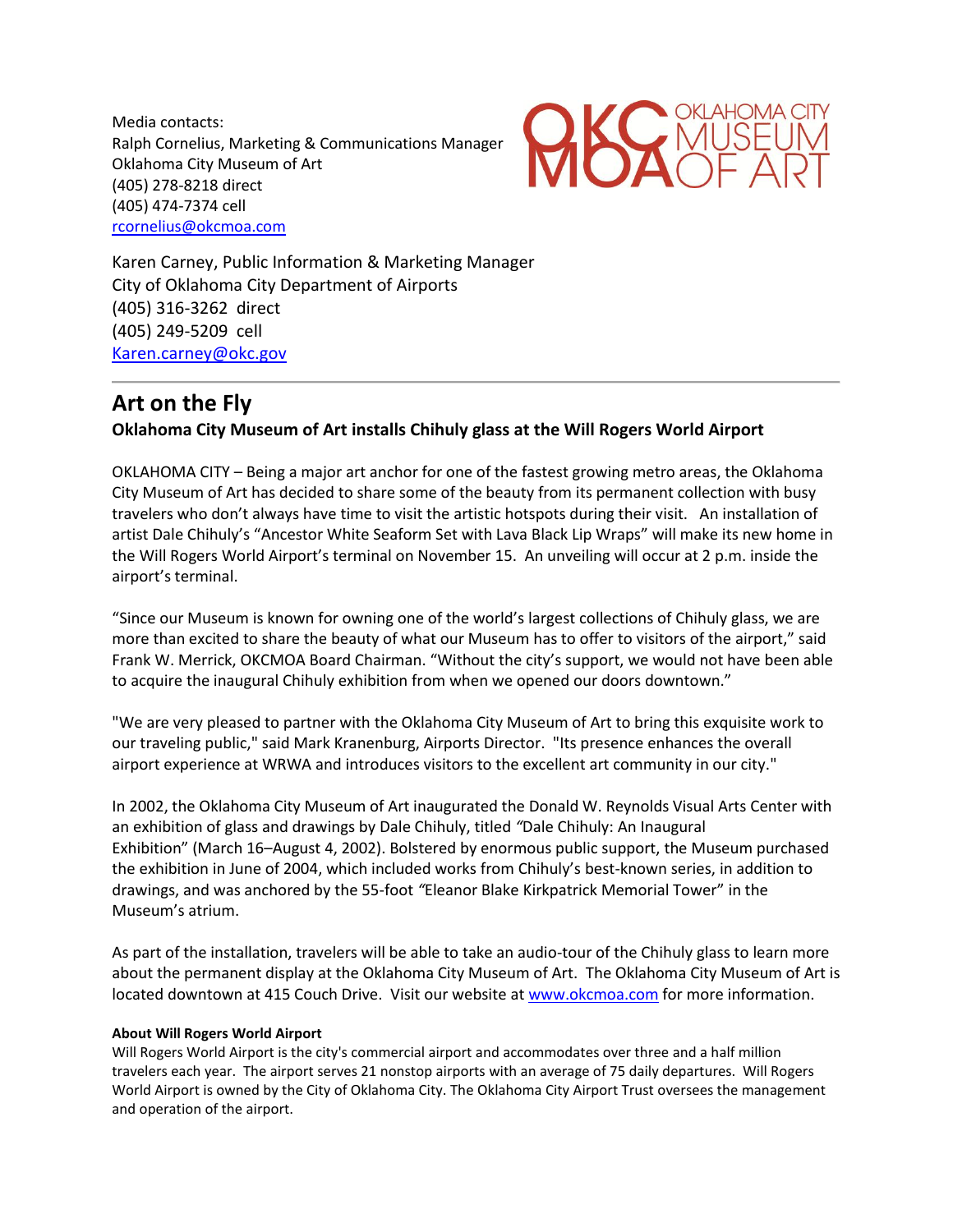Media contacts:
Ralph Cornelius, Marketing & Communications Manager
Oklahoma City Museum of Art
(405) 278-8218 direct
(405) 474-7374 cell
rcornelius@okcmoa.com

OKC MOA OKLAHOMA CITY MUSEUM OF ART

Karen Carney, Public Information & Marketing Manager
City of Oklahoma City Department of Airports
(405) 316-3262 direct
(405) 249-5209 cell
Karen.carney@okc.gov

---

# Art on the Fly

**Oklahoma City Museum of Art installs Chihuly glass at the Will Rogers World Airport**

OKLAHOMA CITY – Being a major art anchor for one of the fastest growing metro areas, the Oklahoma City Museum of Art has decided to share some of the beauty from its permanent collection with busy travelers who don't always have time to visit the artistic hotspots during their visit. An installation of artist Dale Chihuly's "Ancestor White Seaform Set with Lava Black Lip Wraps" will make its new home in the Will Rogers World Airport's terminal on November 15. An unveiling will occur at 2 p.m. inside the airport's terminal.

"Since our Museum is known for owning one of the world's largest collections of Chihuly glass, we are more than excited to share the beauty of what our Museum has to offer to visitors of the airport," said Frank W. Merrick, OKCMOA Board Chairman. "Without the city's support, we would not have been able to acquire the inaugural Chihuly exhibition from when we opened our doors downtown."

"We are very pleased to partner with the Oklahoma City Museum of Art to bring this exquisite work to our traveling public," said Mark Kranenburg, Airports Director. "Its presence enhances the overall airport experience at WRWA and introduces visitors to the excellent art community in our city."

In 2002, the Oklahoma City Museum of Art inaugurated the Donald W. Reynolds Visual Arts Center with an exhibition of glass and drawings by Dale Chihuly, titled *"*Dale Chihuly: An Inaugural Exhibition" (March 16–August 4, 2002). Bolstered by enormous public support, the Museum purchased the exhibition in June of 2004, which included works from Chihuly's best-known series, in addition to drawings, and was anchored by the 55-foot *"*Eleanor Blake Kirkpatrick Memorial Tower" in the Museum's atrium.

As part of the installation, travelers will be able to take an audio-tour of the Chihuly glass to learn more about the permanent display at the Oklahoma City Museum of Art. The Oklahoma City Museum of Art is located downtown at 415 Couch Drive. Visit our website at www.okcmoa.com for more information.

**About Will Rogers World Airport**

Will Rogers World Airport is the city's commercial airport and accommodates over three and a half million travelers each year. The airport serves 21 nonstop airports with an average of 75 daily departures. Will Rogers World Airport is owned by the City of Oklahoma City. The Oklahoma City Airport Trust oversees the management and operation of the airport.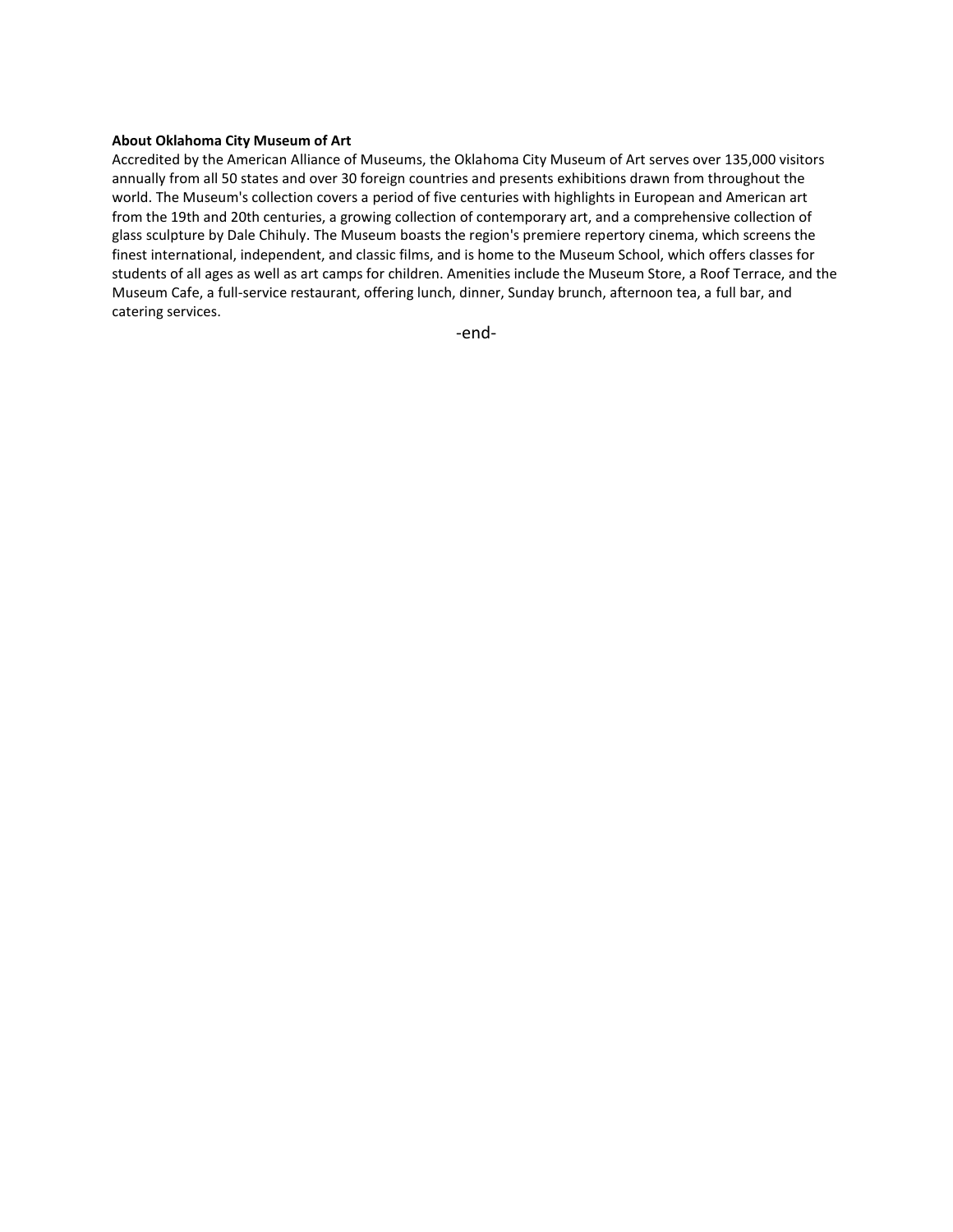**About Oklahoma City Museum of Art**

Accredited by the American Alliance of Museums, the Oklahoma City Museum of Art serves over 135,000 visitors annually from all 50 states and over 30 foreign countries and presents exhibitions drawn from throughout the world. The Museum's collection covers a period of five centuries with highlights in European and American art from the 19th and 20th centuries, a growing collection of contemporary art, and a comprehensive collection of glass sculpture by Dale Chihuly. The Museum boasts the region's premiere repertory cinema, which screens the finest international, independent, and classic films, and is home to the Museum School, which offers classes for students of all ages as well as art camps for children. Amenities include the Museum Store, a Roof Terrace, and the Museum Cafe, a full-service restaurant, offering lunch, dinner, Sunday brunch, afternoon tea, a full bar, and catering services.

-end-